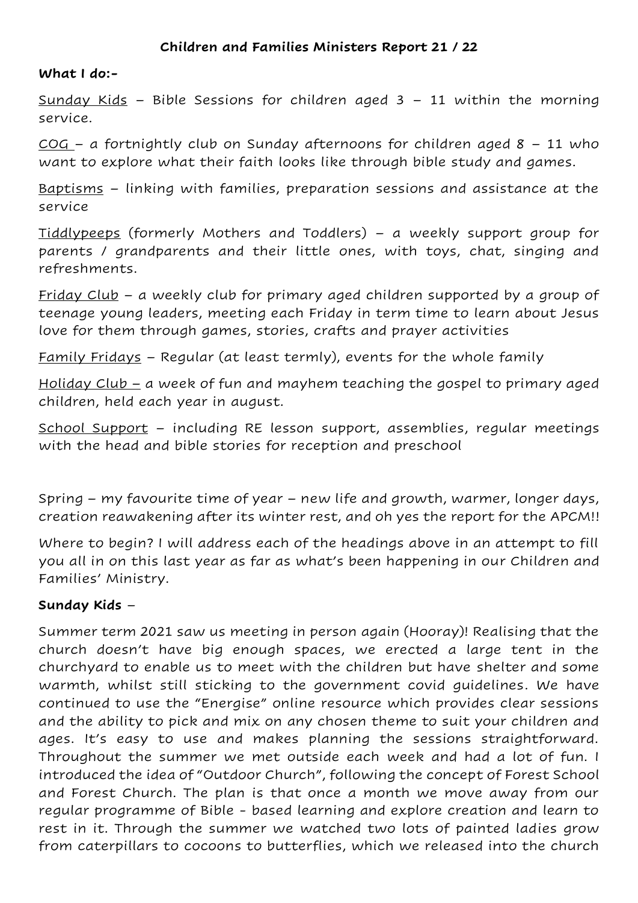# Children and Families Ministers Report 21 / 22

**What I do:-**

Sunday Kids – Bible Sessions for children aged 3 – 11 within the morning service.

COG – a fortnightly club on Sunday afternoons for children aged 8 – 11 who want to explore what their faith looks like through bible study and games.

Baptisms – linking with families, preparation sessions and assistance at the service

Tiddlypeeps (formerly Mothers and Toddlers) – a weekly support group for parents / grandparents and their little ones, with toys, chat, singing and refreshments.

Friday Club – a weekly club for primary aged children supported by a group of teenage young leaders, meeting each Friday in term time to learn about Jesus love for them through games, stories, crafts and prayer activities

Family Fridays – Regular (at least termly), events for the whole family

Holiday Club – a week of fun and mayhem teaching the gospel to primary aged children, held each year in august.

School Support – including RE lesson support, assemblies, regular meetings with the head and bible stories for reception and preschool

Spring – my favourite time of year – new life and growth, warmer, longer days, creation reawakening after its winter rest, and oh yes the report for the APCM!!

Where to begin? I will address each of the headings above in an attempt to fill you all in on this last year as far as what's been happening in our Children and Families' Ministry.

**Sunday Kids** –

Summer term 2021 saw us meeting in person again (Hooray)! Realising that the church doesn't have big enough spaces, we erected a large tent in the churchyard to enable us to meet with the children but have shelter and some warmth, whilst still sticking to the government covid guidelines. We have continued to use the "Energise" online resource which provides clear sessions and the ability to pick and mix on any chosen theme to suit your children and ages. It's easy to use and makes planning the sessions straightforward. Throughout the summer we met outside each week and had a lot of fun. I introduced the idea of "Outdoor Church", following the concept of Forest School and Forest Church. The plan is that once a month we move away from our regular programme of Bible - based learning and explore creation and learn to rest in it. Through the summer we watched two lots of painted ladies grow from caterpillars to cocoons to butterflies, which we released into the church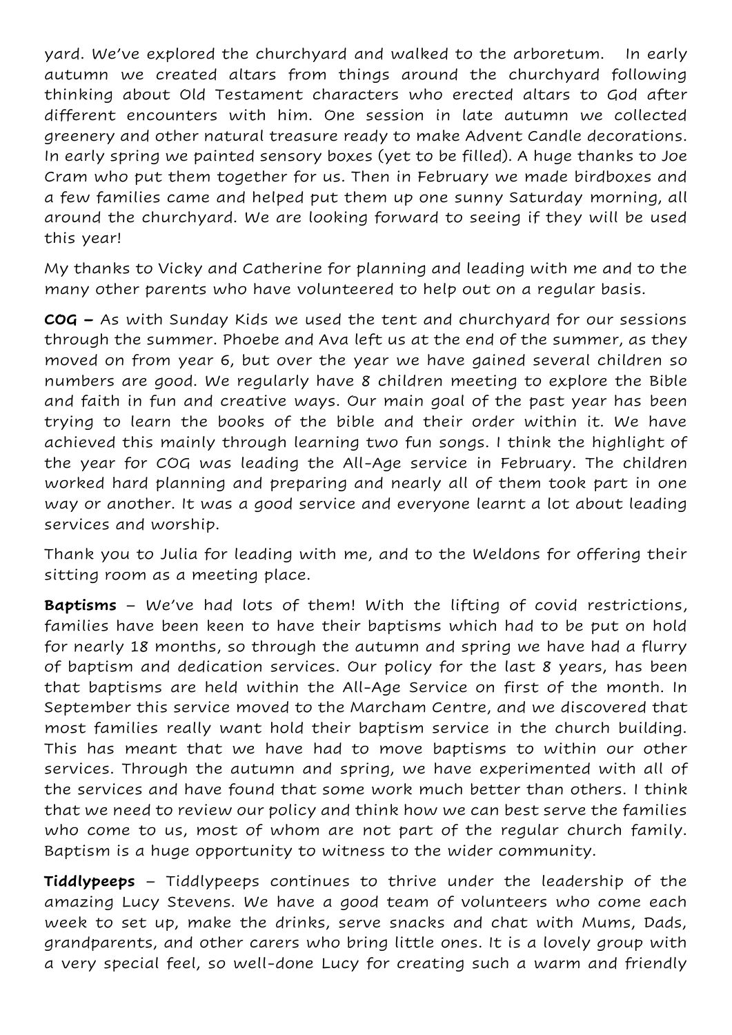yard. We've explored the churchyard and walked to the arboretum. In early autumn we created altars from things around the churchyard following thinking about Old Testament characters who erected altars to God after different encounters with him. One session in late autumn we collected greenery and other natural treasure ready to make Advent Candle decorations. In early spring we painted sensory boxes (yet to be filled). A huge thanks to Joe Cram who put them together for us. Then in February we made birdboxes and a few families came and helped put them up one sunny Saturday morning, all around the churchyard. We are looking forward to seeing if they will be used this year!

My thanks to Vicky and Catherine for planning and leading with me and to the many other parents who have volunteered to help out on a regular basis.

**COG –** As with Sunday Kids we used the tent and churchyard for our sessions through the summer. Phoebe and Ava left us at the end of the summer, as they moved on from year 6, but over the year we have gained several children so numbers are good. We regularly have 8 children meeting to explore the Bible and faith in fun and creative ways. Our main goal of the past year has been trying to learn the books of the bible and their order within it. We have achieved this mainly through learning two fun songs. I think the highlight of the year for COG was leading the All-Age service in February. The children worked hard planning and preparing and nearly all of them took part in one way or another. It was a good service and everyone learnt a lot about leading services and worship.

Thank you to Julia for leading with me, and to the Weldons for offering their sitting room as a meeting place.

**Baptisms** – We've had lots of them! With the lifting of covid restrictions, families have been keen to have their baptisms which had to be put on hold for nearly 18 months, so through the autumn and spring we have had a flurry of baptism and dedication services. Our policy for the last 8 years, has been that baptisms are held within the All-Age Service on first of the month. In September this service moved to the Marcham Centre, and we discovered that most families really want hold their baptism service in the church building. This has meant that we have had to move baptisms to within our other services. Through the autumn and spring, we have experimented with all of the services and have found that some work much better than others. I think that we need to review our policy and think how we can best serve the families who come to us, most of whom are not part of the regular church family. Baptism is a huge opportunity to witness to the wider community.

**Tiddlypeeps** – Tiddlypeeps continues to thrive under the leadership of the amazing Lucy Stevens. We have a good team of volunteers who come each week to set up, make the drinks, serve snacks and chat with Mums, Dads, grandparents, and other carers who bring little ones. It is a lovely group with a very special feel, so well-done Lucy for creating such a warm and friendly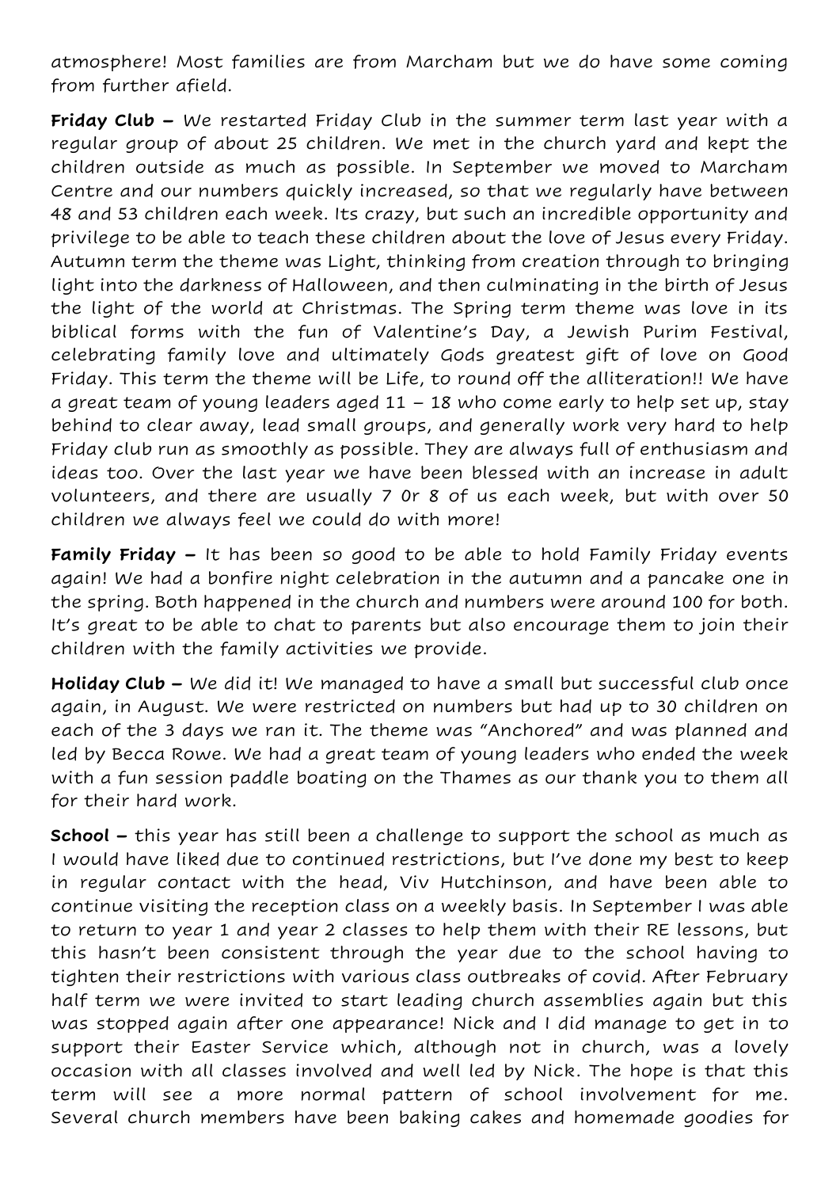atmosphere! Most families are from Marcham but we do have some coming from further afield.

**Friday Club –** We restarted Friday Club in the summer term last year with a regular group of about 25 children. We met in the church yard and kept the children outside as much as possible. In September we moved to Marcham Centre and our numbers quickly increased, so that we regularly have between 48 and 53 children each week. Its crazy, but such an incredible opportunity and privilege to be able to teach these children about the love of Jesus every Friday. Autumn term the theme was Light, thinking from creation through to bringing light into the darkness of Halloween, and then culminating in the birth of Jesus the light of the world at Christmas. The Spring term theme was love in its biblical forms with the fun of Valentine's Day, a Jewish Purim Festival, celebrating family love and ultimately Gods greatest gift of love on Good Friday. This term the theme will be Life, to round off the alliteration!! We have a great team of young leaders aged 11 – 18 who come early to help set up, stay behind to clear away, lead small groups, and generally work very hard to help Friday club run as smoothly as possible. They are always full of enthusiasm and ideas too. Over the last year we have been blessed with an increase in adult volunteers, and there are usually 7 0r 8 of us each week, but with over 50 children we always feel we could do with more!

**Family Friday –** It has been so good to be able to hold Family Friday events again! We had a bonfire night celebration in the autumn and a pancake one in the spring. Both happened in the church and numbers were around 100 for both. It's great to be able to chat to parents but also encourage them to join their children with the family activities we provide.

**Holiday Club –** We did it! We managed to have a small but successful club once again, in August. We were restricted on numbers but had up to 30 children on each of the 3 days we ran it. The theme was "Anchored" and was planned and led by Becca Rowe. We had a great team of young leaders who ended the week with a fun session paddle boating on the Thames as our thank you to them all for their hard work.

**School –** this year has still been a challenge to support the school as much as I would have liked due to continued restrictions, but I've done my best to keep in regular contact with the head, Viv Hutchinson, and have been able to continue visiting the reception class on a weekly basis. In September I was able to return to year 1 and year 2 classes to help them with their RE lessons, but this hasn't been consistent through the year due to the school having to tighten their restrictions with various class outbreaks of covid. After February half term we were invited to start leading church assemblies again but this was stopped again after one appearance! Nick and I did manage to get in to support their Easter Service which, although not in church, was a lovely occasion with all classes involved and well led by Nick. The hope is that this term will see a more normal pattern of school involvement for me. Several church members have been baking cakes and homemade goodies for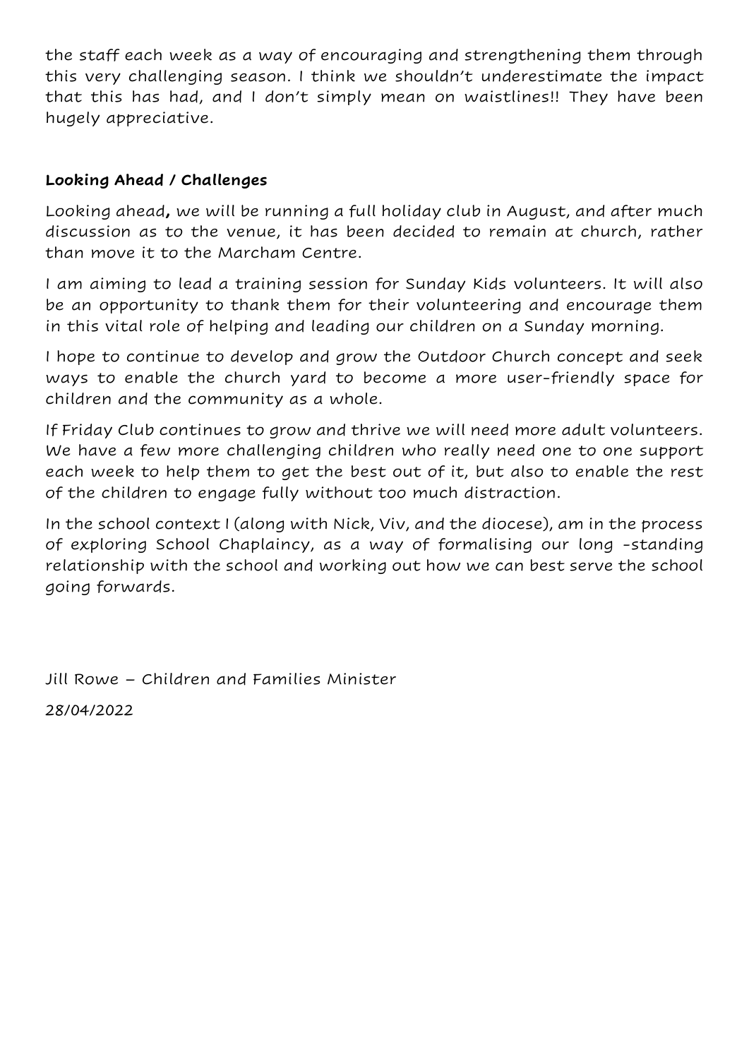the staff each week as a way of encouraging and strengthening them through this very challenging season. I think we shouldn't underestimate the impact that this has had, and I don't simply mean on waistlines!! They have been hugely appreciative.

**Looking Ahead / Challenges**

Looking ahead**,** we will be running a full holiday club in August, and after much discussion as to the venue, it has been decided to remain at church, rather than move it to the Marcham Centre.

I am aiming to lead a training session for Sunday Kids volunteers. It will also be an opportunity to thank them for their volunteering and encourage them in this vital role of helping and leading our children on a Sunday morning.

I hope to continue to develop and grow the Outdoor Church concept and seek ways to enable the church yard to become a more user-friendly space for children and the community as a whole.

If Friday Club continues to grow and thrive we will need more adult volunteers. We have a few more challenging children who really need one to one support each week to help them to get the best out of it, but also to enable the rest of the children to engage fully without too much distraction.

In the school context I (along with Nick, Viv, and the diocese), am in the process of exploring School Chaplaincy, as a way of formalising our long -standing relationship with the school and working out how we can best serve the school going forwards.

Jill Rowe – Children and Families Minister

28/04/2022